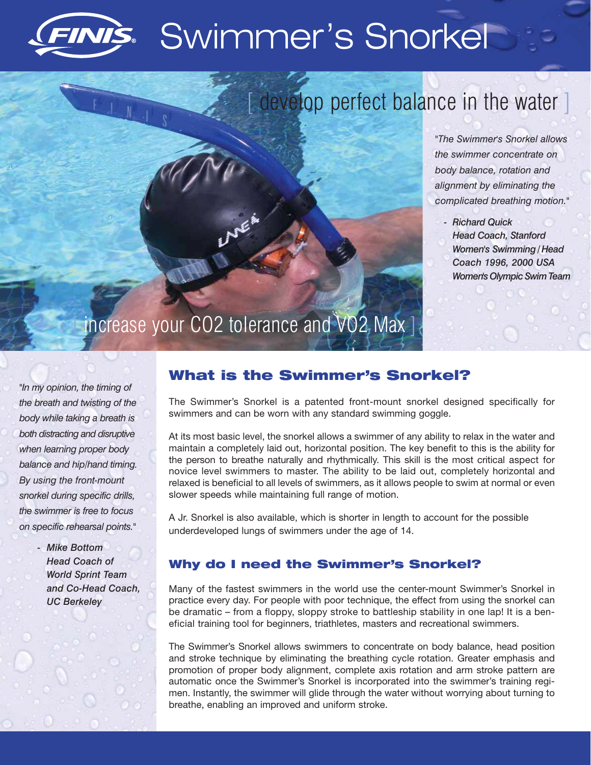# FINIS Swimmer's Snorkel

## [ develop perfect balance in the water ]

*"The Swimmer's Snorkel allows the swimmer concentrate on body balance, rotation and alignment by eliminating the complicated breathing motion."*

*- Richard Quick*
*Head Coach, Stanford Women's Swimming / Head Coach 1996, 2000 USA Women's Olympic Swim Team*

## [ increase your CO2 tolerance and VO2 Max ]

*"In my opinion, the timing of the breath and twisting of the body while taking a breath is both distracting and disruptive when learning proper body balance and hip/hand timing. By using the front-mount snorkel during specific drills, the swimmer is free to focus on specific rehearsal points."*

*- Mike Bottom*
*Head Coach of World Sprint Team and Co-Head Coach, UC Berkeley*

## What is the Swimmer's Snorkel?

The Swimmer's Snorkel is a patented front-mount snorkel designed specifically for swimmers and can be worn with any standard swimming goggle.

At its most basic level, the snorkel allows a swimmer of any ability to relax in the water and maintain a completely laid out, horizontal position. The key benefit to this is the ability for the person to breathe naturally and rhythmically. This skill is the most critical aspect for novice level swimmers to master. The ability to be laid out, completely horizontal and relaxed is beneficial to all levels of swimmers, as it allows people to swim at normal or even slower speeds while maintaining full range of motion.

A Jr. Snorkel is also available, which is shorter in length to account for the possible underdeveloped lungs of swimmers under the age of 14.

### Why do I need the Swimmer's Snorkel?

Many of the fastest swimmers in the world use the center-mount Swimmer's Snorkel in practice every day. For people with poor technique, the effect from using the snorkel can be dramatic – from a floppy, sloppy stroke to battleship stability in one lap! It is a beneficial training tool for beginners, triathletes, masters and recreational swimmers.

The Swimmer's Snorkel allows swimmers to concentrate on body balance, head position and stroke technique by eliminating the breathing cycle rotation. Greater emphasis and promotion of proper body alignment, complete axis rotation and arm stroke pattern are automatic once the Swimmer's Snorkel is incorporated into the swimmer's training regimen. Instantly, the swimmer will glide through the water without worrying about turning to breathe, enabling an improved and uniform stroke.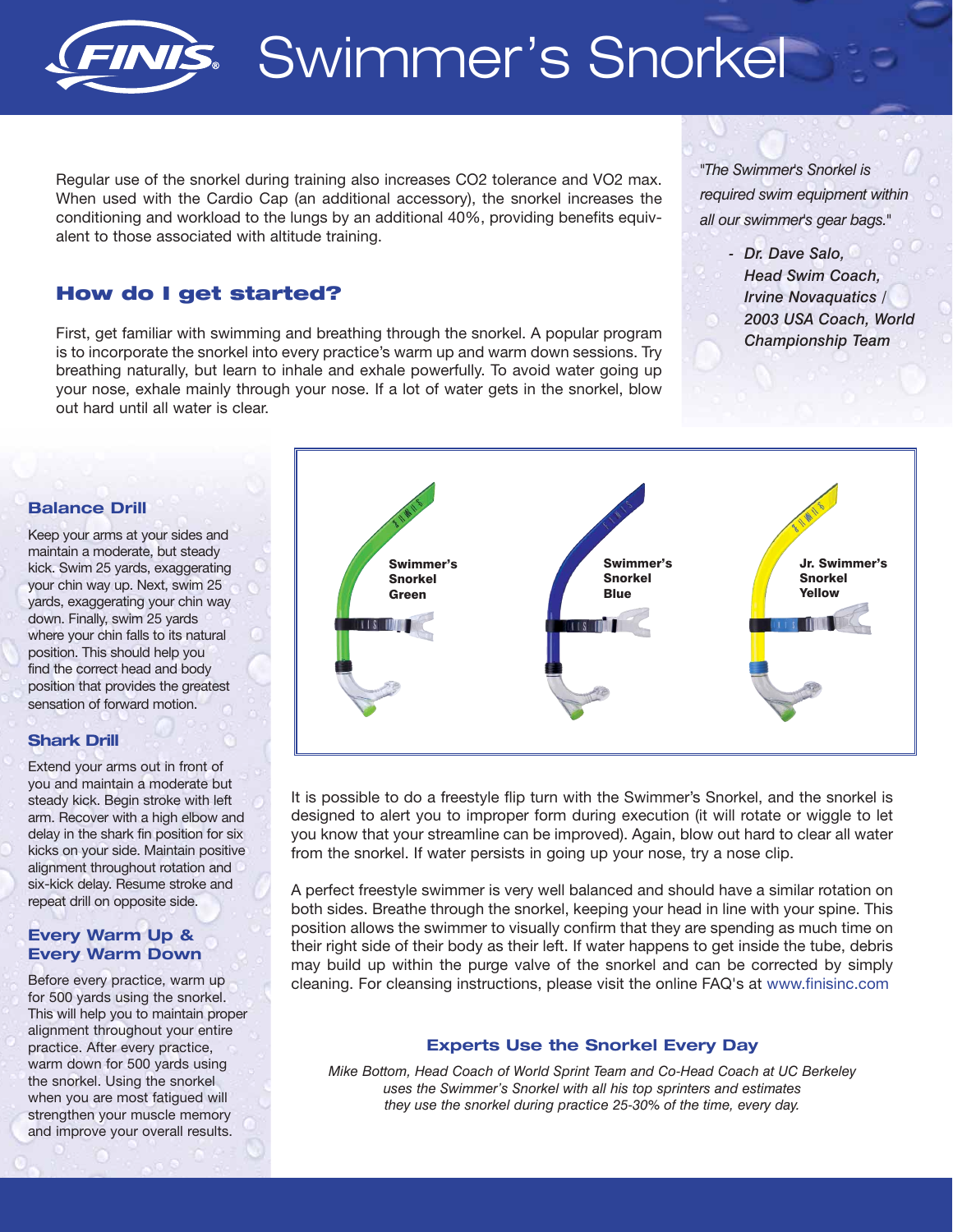# Swimmer's Snorkel

Regular use of the snorkel during training also increases $CO_2$ tolerance and $VO_2$ max. When used with the Cardio Cap (an additional accessory), the snorkel increases the conditioning and workload to the lungs by an additional 40%, providing benefits equivalent to those associated with altitude training.

*"The Swimmer's Snorkel is required swim equipment within all our swimmer's gear bags."*

*- Dr. Dave Salo, Head Swim Coach, Irvine Novaquatics / 2003 USA Coach, World Championship Team*

## How do I get started?

First, get familiar with swimming and breathing through the snorkel. A popular program is to incorporate the snorkel into every practice's warm up and warm down sessions. Try breathing naturally, but learn to inhale and exhale powerfully. To avoid water going up your nose, exhale mainly through your nose. If a lot of water gets in the snorkel, blow out hard until all water is clear.

### Balance Drill

Keep your arms at your sides and maintain a moderate, but steady kick. Swim 25 yards, exaggerating your chin way up. Next, swim 25 yards, exaggerating your chin way down. Finally, swim 25 yards where your chin falls to its natural position. This should help you find the correct head and body position that provides the greatest sensation of forward motion.

### Shark Drill

Extend your arms out in front of you and maintain a moderate but steady kick. Begin stroke with left arm. Recover with a high elbow and delay in the shark fin position for six kicks on your side. Maintain positive alignment throughout rotation and six-kick delay. Resume stroke and repeat drill on opposite side.

### Every Warm Up & Every Warm Down

Before every practice, warm up for 500 yards using the snorkel. This will help you to maintain proper alignment throughout your entire practice. After every practice, warm down for 500 yards using the snorkel. Using the snorkel when you are most fatigued will strengthen your muscle memory and improve your overall results.

**Swimmer's Snorkel Green**

**Swimmer's Snorkel Blue**

**Jr. Swimmer's Snorkel Yellow**

It is possible to do a freestyle flip turn with the Swimmer's Snorkel, and the snorkel is designed to alert you to improper form during execution (it will rotate or wiggle to let you know that your streamline can be improved). Again, blow out hard to clear all water from the snorkel. If water persists in going up your nose, try a nose clip.

A perfect freestyle swimmer is very well balanced and should have a similar rotation on both sides. Breathe through the snorkel, keeping your head in line with your spine. This position allows the swimmer to visually confirm that they are spending as much time on their right side of their body as their left. If water happens to get inside the tube, debris may build up within the purge valve of the snorkel and can be corrected by simply cleaning. For cleansing instructions, please visit the online FAQ's at www.finisinc.com

### Experts Use the Snorkel Every Day

*Mike Bottom, Head Coach of World Sprint Team and Co-Head Coach at UC Berkeley uses the Swimmer's Snorkel with all his top sprinters and estimates they use the snorkel during practice 25-30% of the time, every day.*